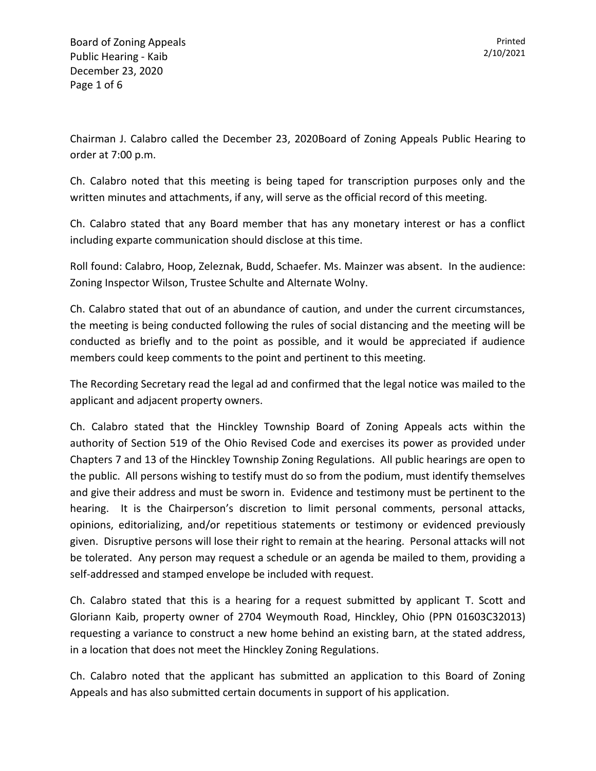Chairman J. Calabro called the December 23, 2020Board of Zoning Appeals Public Hearing to order at 7:00 p.m.

Ch. Calabro noted that this meeting is being taped for transcription purposes only and the written minutes and attachments, if any, will serve as the official record of this meeting.

Ch. Calabro stated that any Board member that has any monetary interest or has a conflict including exparte communication should disclose at this time.

Roll found: Calabro, Hoop, Zeleznak, Budd, Schaefer. Ms. Mainzer was absent. In the audience: Zoning Inspector Wilson, Trustee Schulte and Alternate Wolny.

Ch. Calabro stated that out of an abundance of caution, and under the current circumstances, the meeting is being conducted following the rules of social distancing and the meeting will be conducted as briefly and to the point as possible, and it would be appreciated if audience members could keep comments to the point and pertinent to this meeting.

The Recording Secretary read the legal ad and confirmed that the legal notice was mailed to the applicant and adjacent property owners.

Ch. Calabro stated that the Hinckley Township Board of Zoning Appeals acts within the authority of Section 519 of the Ohio Revised Code and exercises its power as provided under Chapters 7 and 13 of the Hinckley Township Zoning Regulations. All public hearings are open to the public. All persons wishing to testify must do so from the podium, must identify themselves and give their address and must be sworn in. Evidence and testimony must be pertinent to the hearing. It is the Chairperson's discretion to limit personal comments, personal attacks, opinions, editorializing, and/or repetitious statements or testimony or evidenced previously given. Disruptive persons will lose their right to remain at the hearing. Personal attacks will not be tolerated. Any person may request a schedule or an agenda be mailed to them, providing a self-addressed and stamped envelope be included with request.

Ch. Calabro stated that this is a hearing for a request submitted by applicant T. Scott and Gloriann Kaib, property owner of 2704 Weymouth Road, Hinckley, Ohio (PPN 01603C32013) requesting a variance to construct a new home behind an existing barn, at the stated address, in a location that does not meet the Hinckley Zoning Regulations.

Ch. Calabro noted that the applicant has submitted an application to this Board of Zoning Appeals and has also submitted certain documents in support of his application.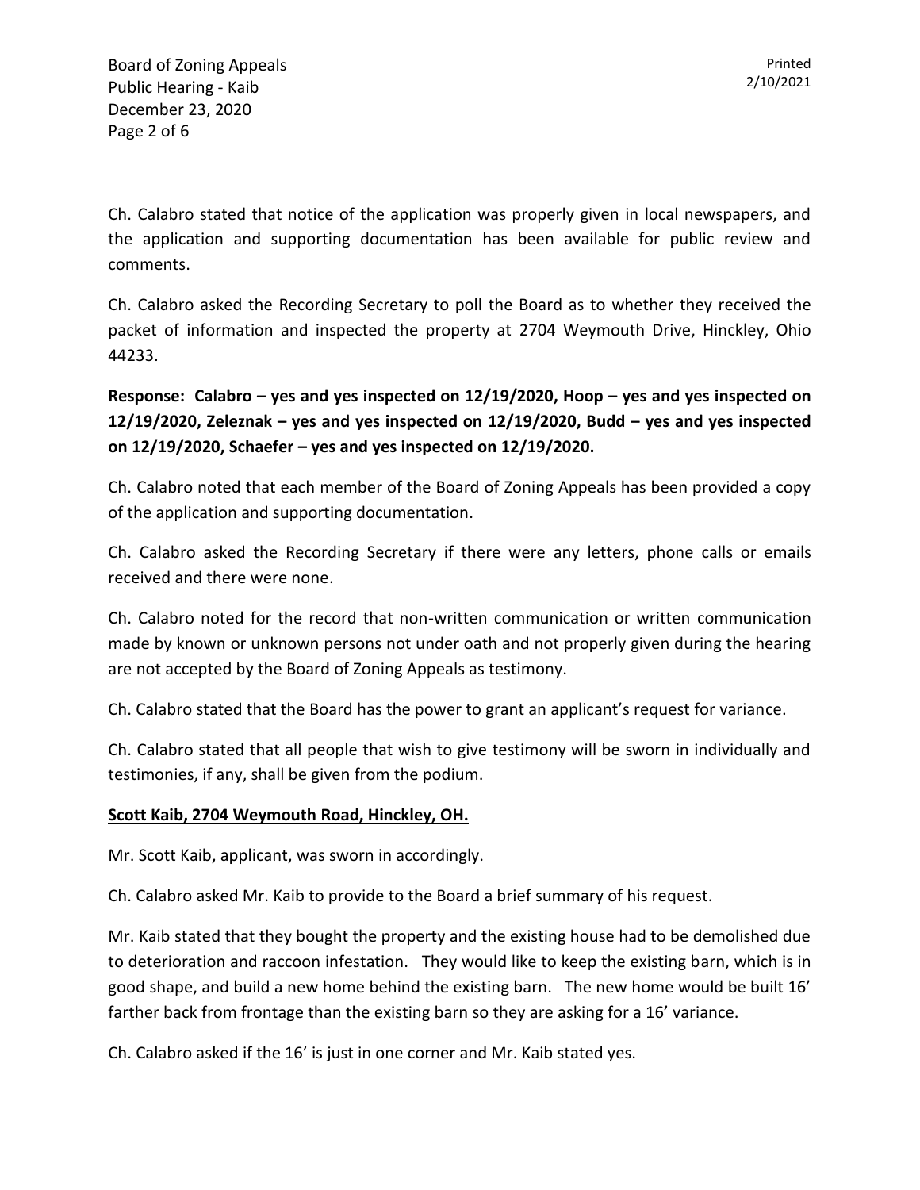Ch. Calabro stated that notice of the application was properly given in local newspapers, and the application and supporting documentation has been available for public review and comments.

Ch. Calabro asked the Recording Secretary to poll the Board as to whether they received the packet of information and inspected the property at 2704 Weymouth Drive, Hinckley, Ohio 44233.

**Response: Calabro – yes and yes inspected on 12/19/2020, Hoop – yes and yes inspected on 12/19/2020, Zeleznak – yes and yes inspected on 12/19/2020, Budd – yes and yes inspected on 12/19/2020, Schaefer – yes and yes inspected on 12/19/2020.**

Ch. Calabro noted that each member of the Board of Zoning Appeals has been provided a copy of the application and supporting documentation.

Ch. Calabro asked the Recording Secretary if there were any letters, phone calls or emails received and there were none.

Ch. Calabro noted for the record that non-written communication or written communication made by known or unknown persons not under oath and not properly given during the hearing are not accepted by the Board of Zoning Appeals as testimony.

Ch. Calabro stated that the Board has the power to grant an applicant's request for variance.

Ch. Calabro stated that all people that wish to give testimony will be sworn in individually and testimonies, if any, shall be given from the podium.

**<u>Scott Kaib, 2704 Weymouth Road, Hinckley, OH.</u>**

Mr. Scott Kaib, applicant, was sworn in accordingly.

Ch. Calabro asked Mr. Kaib to provide to the Board a brief summary of his request.

Mr. Kaib stated that they bought the property and the existing house had to be demolished due to deterioration and raccoon infestation. They would like to keep the existing barn, which is in good shape, and build a new home behind the existing barn. The new home would be built 16' farther back from frontage than the existing barn so they are asking for a 16' variance.

Ch. Calabro asked if the 16' is just in one corner and Mr. Kaib stated yes.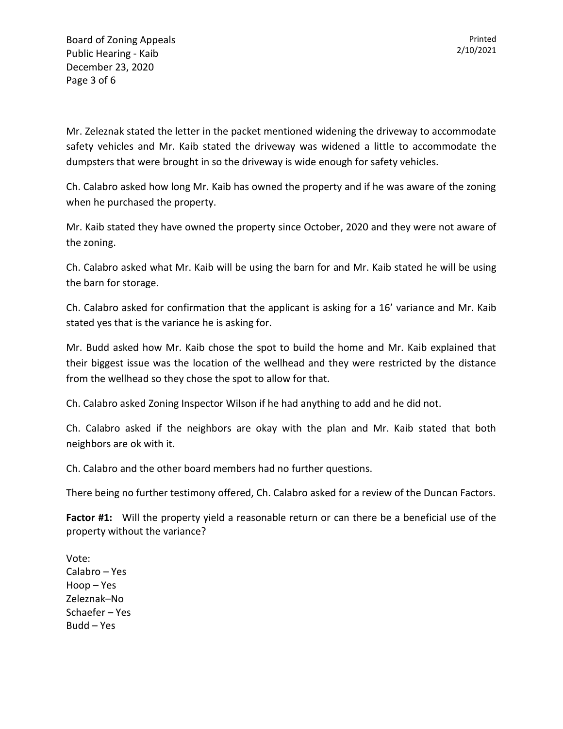Mr. Zeleznak stated the letter in the packet mentioned widening the driveway to accommodate safety vehicles and Mr. Kaib stated the driveway was widened a little to accommodate the dumpsters that were brought in so the driveway is wide enough for safety vehicles.

Ch. Calabro asked how long Mr. Kaib has owned the property and if he was aware of the zoning when he purchased the property.

Mr. Kaib stated they have owned the property since October, 2020 and they were not aware of the zoning.

Ch. Calabro asked what Mr. Kaib will be using the barn for and Mr. Kaib stated he will be using the barn for storage.

Ch. Calabro asked for confirmation that the applicant is asking for a 16' variance and Mr. Kaib stated yes that is the variance he is asking for.

Mr. Budd asked how Mr. Kaib chose the spot to build the home and Mr. Kaib explained that their biggest issue was the location of the wellhead and they were restricted by the distance from the wellhead so they chose the spot to allow for that.

Ch. Calabro asked Zoning Inspector Wilson if he had anything to add and he did not.

Ch. Calabro asked if the neighbors are okay with the plan and Mr. Kaib stated that both neighbors are ok with it.

Ch. Calabro and the other board members had no further questions.

There being no further testimony offered, Ch. Calabro asked for a review of the Duncan Factors.

**Factor #1:** Will the property yield a reasonable return or can there be a beneficial use of the property without the variance?

Vote:
Calabro – Yes
Hoop – Yes
Zeleznak–No
Schaefer – Yes
Budd – Yes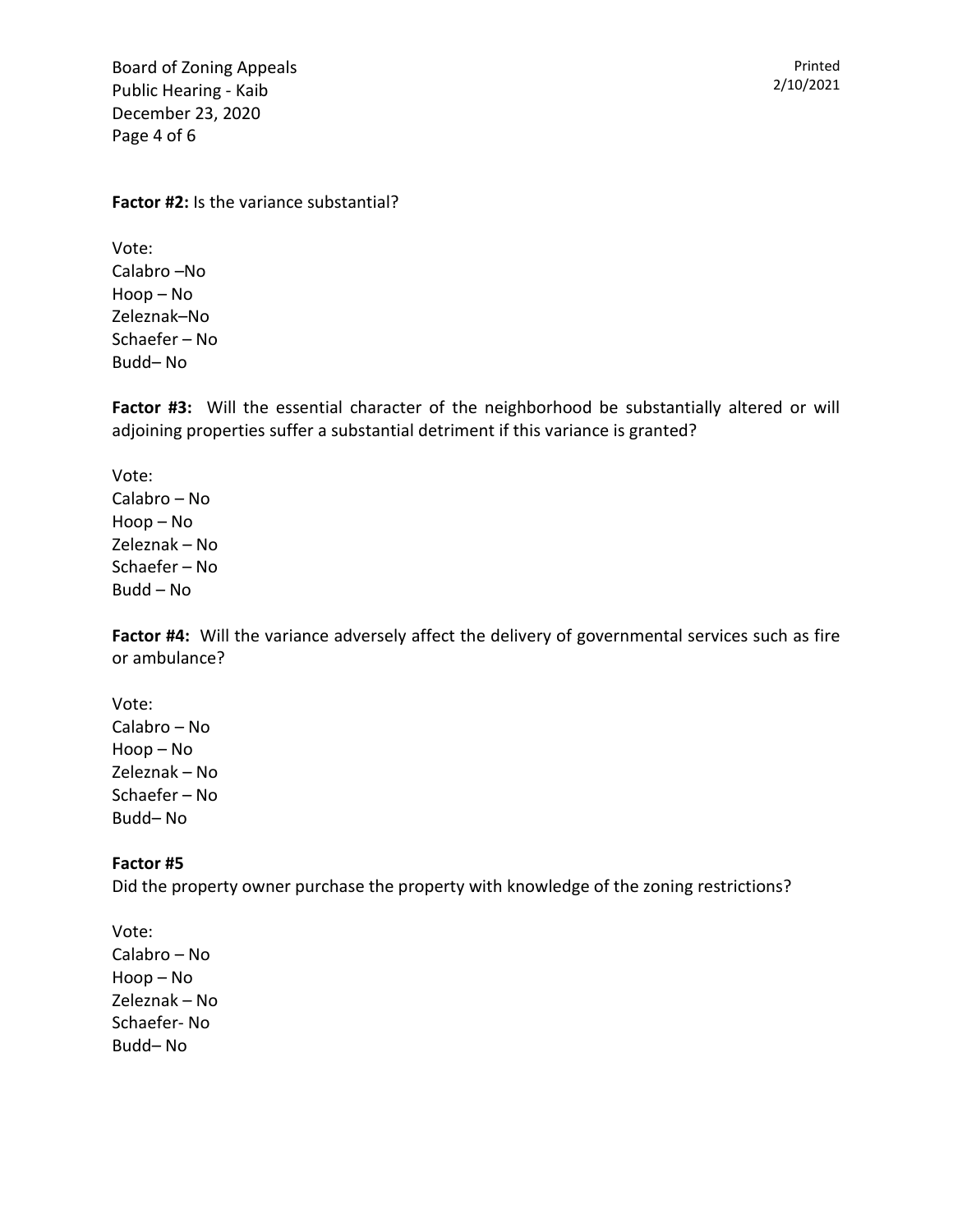**Factor #2:** Is the variance substantial?

Vote:
Calabro –No
Hoop – No
Zeleznak–No
Schaefer – No
Budd– No

**Factor #3:** Will the essential character of the neighborhood be substantially altered or will adjoining properties suffer a substantial detriment if this variance is granted?

Vote:
Calabro – No
Hoop – No
Zeleznak – No
Schaefer – No
Budd – No

**Factor #4:** Will the variance adversely affect the delivery of governmental services such as fire or ambulance?

Vote:
Calabro – No
Hoop – No
Zeleznak – No
Schaefer – No
Budd– No

**Factor #5**
Did the property owner purchase the property with knowledge of the zoning restrictions?

Vote:
Calabro – No
Hoop – No
Zeleznak – No
Schaefer- No
Budd– No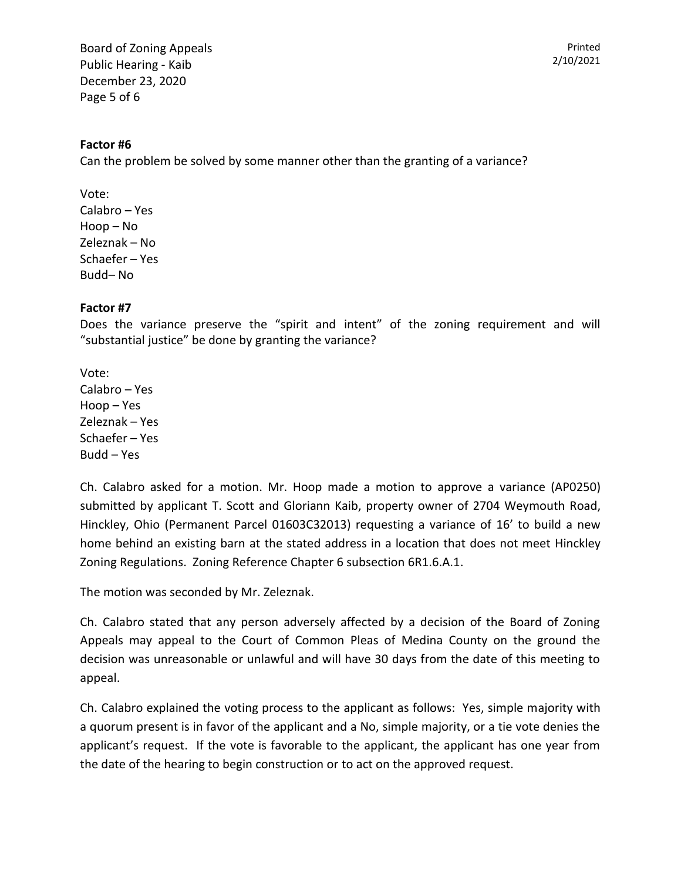**Factor #6**

Can the problem be solved by some manner other than the granting of a variance?

Vote:
Calabro – Yes
Hoop – No
Zeleznak – No
Schaefer – Yes
Budd– No

**Factor #7**

Does the variance preserve the "spirit and intent" of the zoning requirement and will "substantial justice" be done by granting the variance?

Vote:
Calabro – Yes
Hoop – Yes
Zeleznak – Yes
Schaefer – Yes
Budd – Yes

Ch. Calabro asked for a motion. Mr. Hoop made a motion to approve a variance (AP0250) submitted by applicant T. Scott and Gloriann Kaib, property owner of 2704 Weymouth Road, Hinckley, Ohio (Permanent Parcel 01603C32013) requesting a variance of 16' to build a new home behind an existing barn at the stated address in a location that does not meet Hinckley Zoning Regulations. Zoning Reference Chapter 6 subsection 6R1.6.A.1.

The motion was seconded by Mr. Zeleznak.

Ch. Calabro stated that any person adversely affected by a decision of the Board of Zoning Appeals may appeal to the Court of Common Pleas of Medina County on the ground the decision was unreasonable or unlawful and will have 30 days from the date of this meeting to appeal.

Ch. Calabro explained the voting process to the applicant as follows: Yes, simple majority with a quorum present is in favor of the applicant and a No, simple majority, or a tie vote denies the applicant's request. If the vote is favorable to the applicant, the applicant has one year from the date of the hearing to begin construction or to act on the approved request.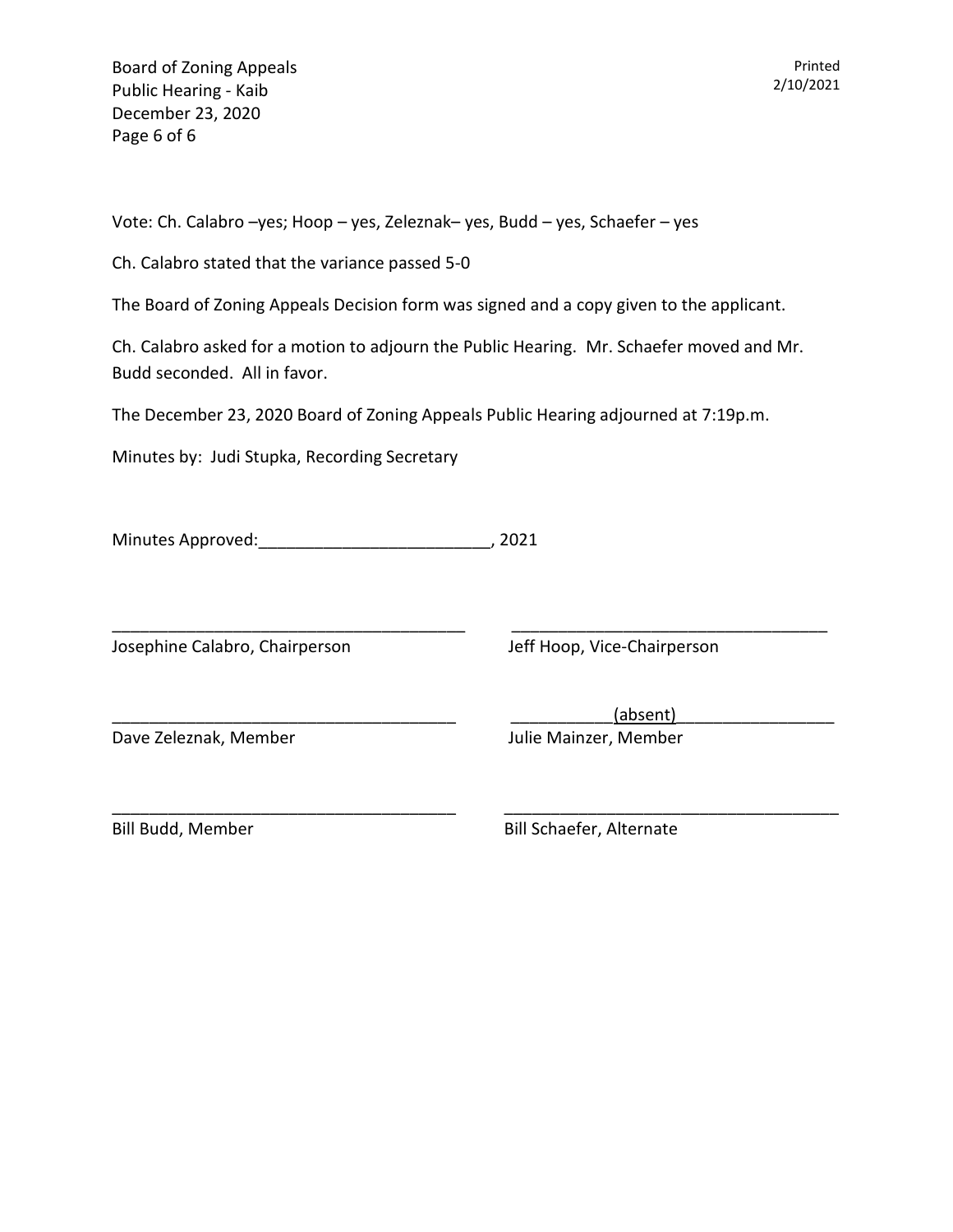Vote: Ch. Calabro –yes; Hoop – yes, Zeleznak– yes, Budd – yes, Schaefer – yes

Ch. Calabro stated that the variance passed 5-0

The Board of Zoning Appeals Decision form was signed and a copy given to the applicant.

Ch. Calabro asked for a motion to adjourn the Public Hearing. Mr. Schaefer moved and Mr. Budd seconded. All in favor.

The December 23, 2020 Board of Zoning Appeals Public Hearing adjourned at 7:19p.m.

Minutes by: Judi Stupka, Recording Secretary

Minutes Approved:________________________, 2021

| | |
|---|---|
| ______________________________ | ______________________________ |
| Josephine Calabro, Chairperson | Jeff Hoop, Vice-Chairperson |
| ______________________________ | ___________(absent)___________ |
| Dave Zeleznak, Member | Julie Mainzer, Member |
| ______________________________ | ______________________________ |
| Bill Budd, Member | Bill Schaefer, Alternate |